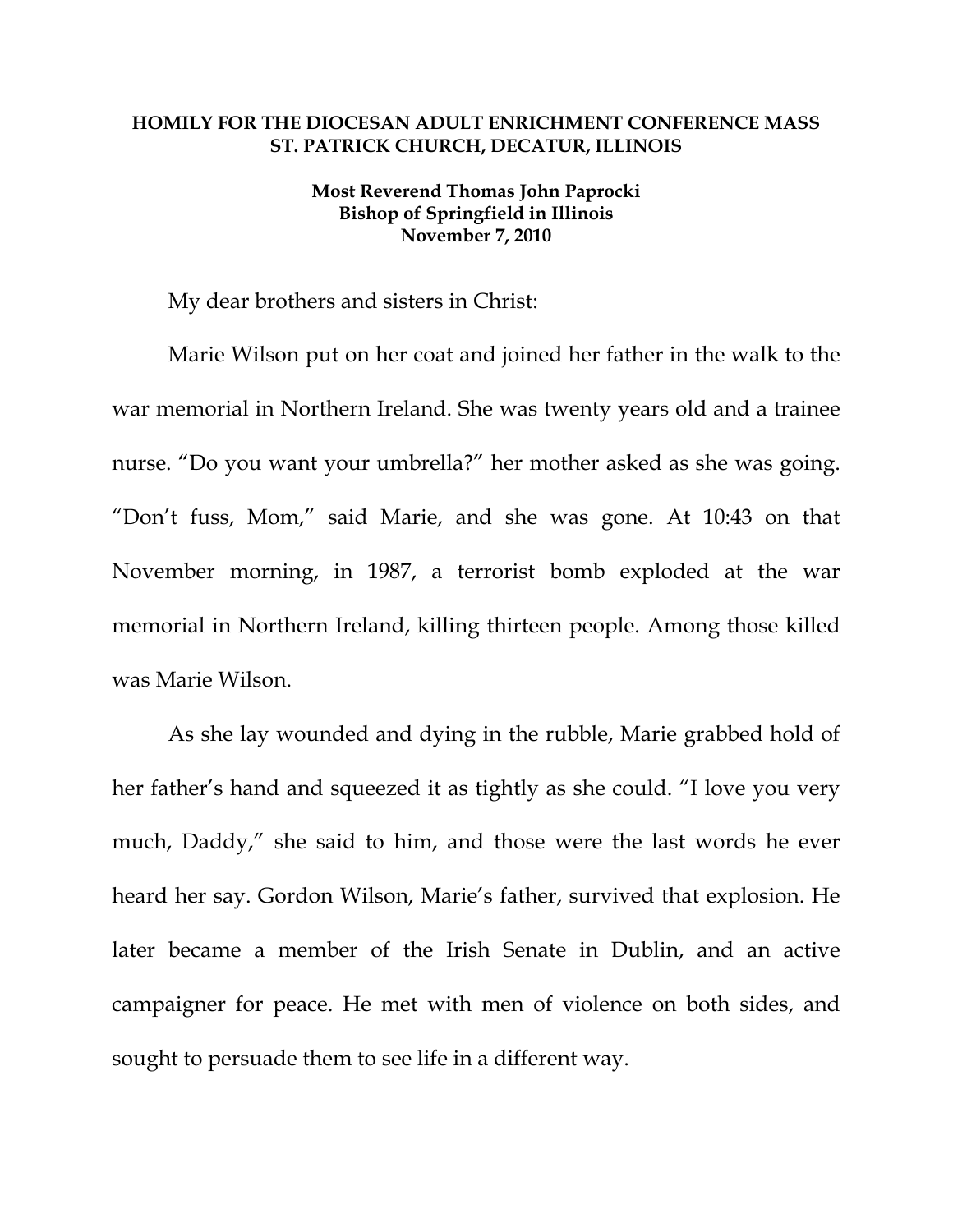# HOMILY FOR THE DIOCESAN ADULT ENRICHMENT CONFERENCE MASS
# ST. PATRICK CHURCH, DECATUR, ILLINOIS

**Most Reverend Thomas John Paprocki**
**Bishop of Springfield in Illinois**
**November 7, 2010**

My dear brothers and sisters in Christ:

Marie Wilson put on her coat and joined her father in the walk to the war memorial in Northern Ireland. She was twenty years old and a trainee nurse. "Do you want your umbrella?" her mother asked as she was going. "Don't fuss, Mom," said Marie, and she was gone. At 10:43 on that November morning, in 1987, a terrorist bomb exploded at the war memorial in Northern Ireland, killing thirteen people. Among those killed was Marie Wilson.

As she lay wounded and dying in the rubble, Marie grabbed hold of her father's hand and squeezed it as tightly as she could. "I love you very much, Daddy," she said to him, and those were the last words he ever heard her say. Gordon Wilson, Marie's father, survived that explosion. He later became a member of the Irish Senate in Dublin, and an active campaigner for peace. He met with men of violence on both sides, and sought to persuade them to see life in a different way.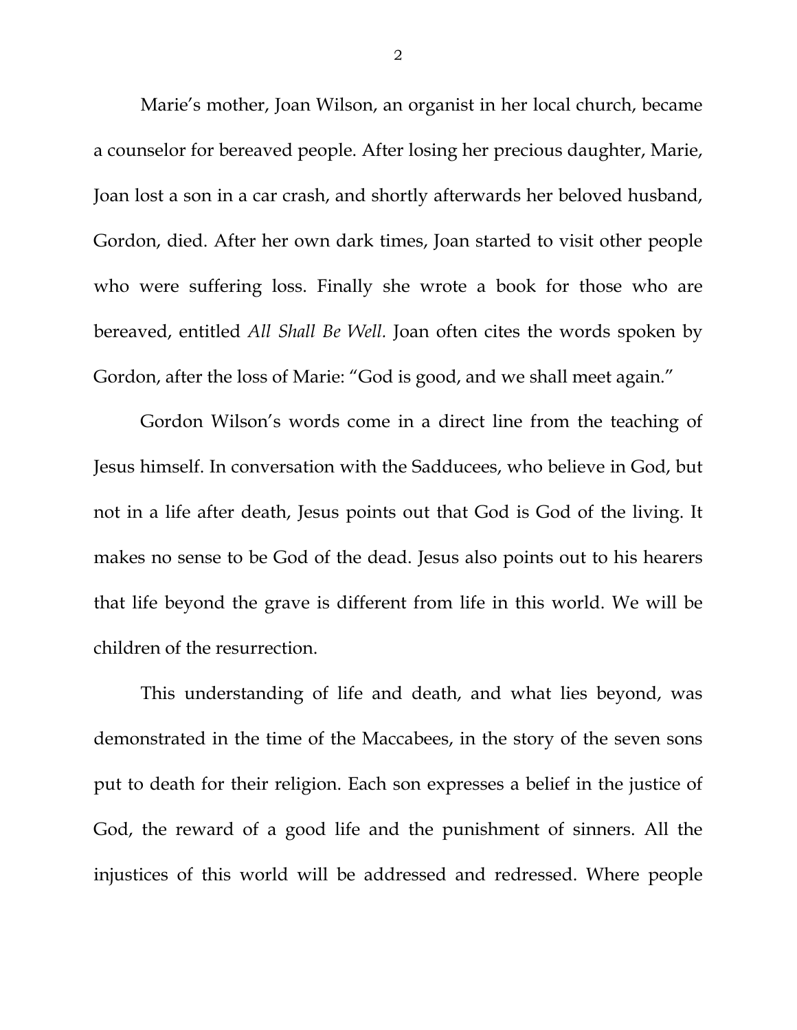Marie's mother, Joan Wilson, an organist in her local church, became a counselor for bereaved people. After losing her precious daughter, Marie, Joan lost a son in a car crash, and shortly afterwards her beloved husband, Gordon, died. After her own dark times, Joan started to visit other people who were suffering loss. Finally she wrote a book for those who are bereaved, entitled *All Shall Be Well.* Joan often cites the words spoken by Gordon, after the loss of Marie: "God is good, and we shall meet again."

Gordon Wilson's words come in a direct line from the teaching of Jesus himself. In conversation with the Sadducees, who believe in God, but not in a life after death, Jesus points out that God is God of the living. It makes no sense to be God of the dead. Jesus also points out to his hearers that life beyond the grave is different from life in this world. We will be children of the resurrection.

This understanding of life and death, and what lies beyond, was demonstrated in the time of the Maccabees, in the story of the seven sons put to death for their religion. Each son expresses a belief in the justice of God, the reward of a good life and the punishment of sinners. All the injustices of this world will be addressed and redressed. Where people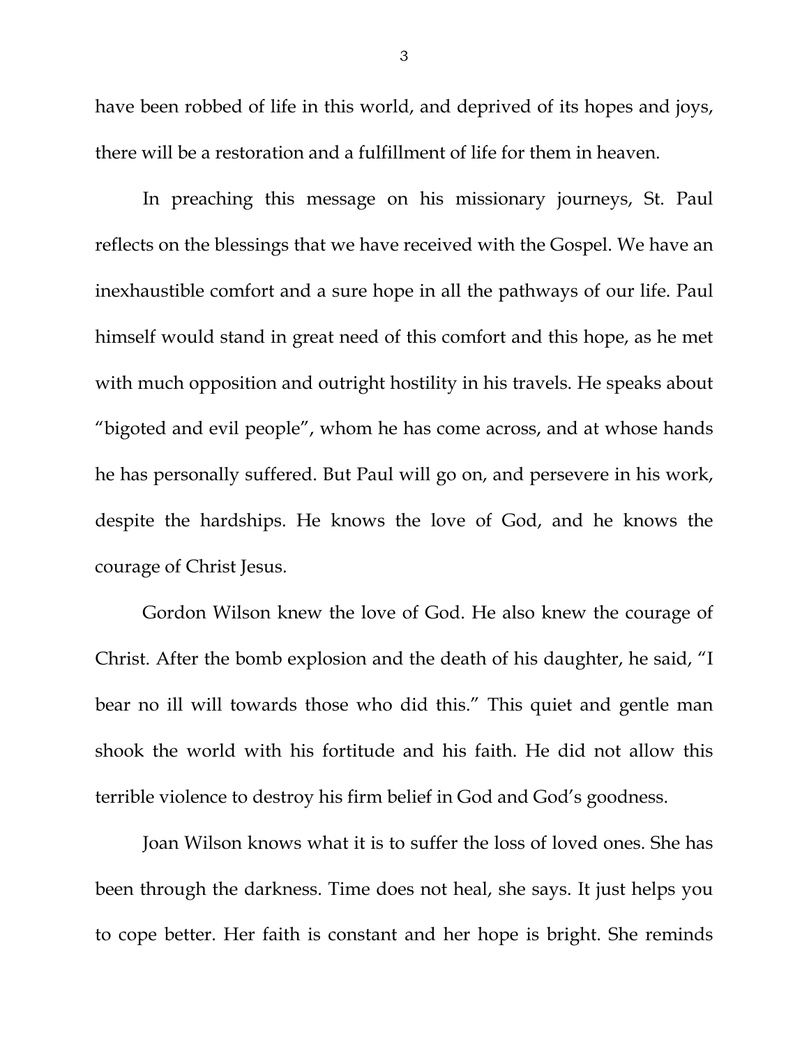have been robbed of life in this world, and deprived of its hopes and joys, there will be a restoration and a fulfillment of life for them in heaven.

In preaching this message on his missionary journeys, St. Paul reflects on the blessings that we have received with the Gospel. We have an inexhaustible comfort and a sure hope in all the pathways of our life. Paul himself would stand in great need of this comfort and this hope, as he met with much opposition and outright hostility in his travels. He speaks about "bigoted and evil people", whom he has come across, and at whose hands he has personally suffered. But Paul will go on, and persevere in his work, despite the hardships. He knows the love of God, and he knows the courage of Christ Jesus.

Gordon Wilson knew the love of God. He also knew the courage of Christ. After the bomb explosion and the death of his daughter, he said, "I bear no ill will towards those who did this." This quiet and gentle man shook the world with his fortitude and his faith. He did not allow this terrible violence to destroy his firm belief in God and God's goodness.

Joan Wilson knows what it is to suffer the loss of loved ones. She has been through the darkness. Time does not heal, she says. It just helps you to cope better. Her faith is constant and her hope is bright. She reminds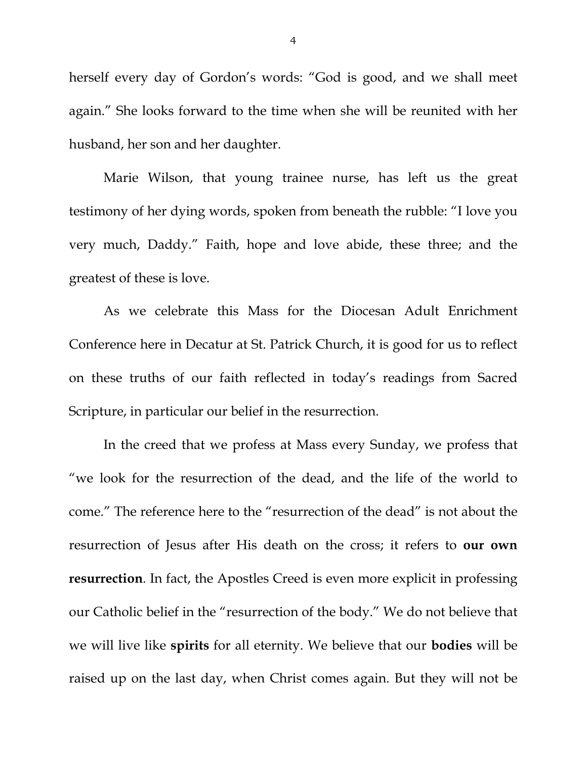herself every day of Gordon’s words: “God is good, and we shall meet again.” She looks forward to the time when she will be reunited with her husband, her son and her daughter.

Marie Wilson, that young trainee nurse, has left us the great testimony of her dying words, spoken from beneath the rubble: “I love you very much, Daddy.” Faith, hope and love abide, these three; and the greatest of these is love.

As we celebrate this Mass for the Diocesan Adult Enrichment Conference here in Decatur at St. Patrick Church, it is good for us to reflect on these truths of our faith reflected in today’s readings from Sacred Scripture, in particular our belief in the resurrection.

In the creed that we profess at Mass every Sunday, we profess that “we look for the resurrection of the dead, and the life of the world to come.” The reference here to the “resurrection of the dead” is not about the resurrection of Jesus after His death on the cross; it refers to **our own resurrection**. In fact, the Apostles Creed is even more explicit in professing our Catholic belief in the “resurrection of the body.” We do not believe that we will live like **spirits** for all eternity. We believe that our **bodies** will be raised up on the last day, when Christ comes again. But they will not be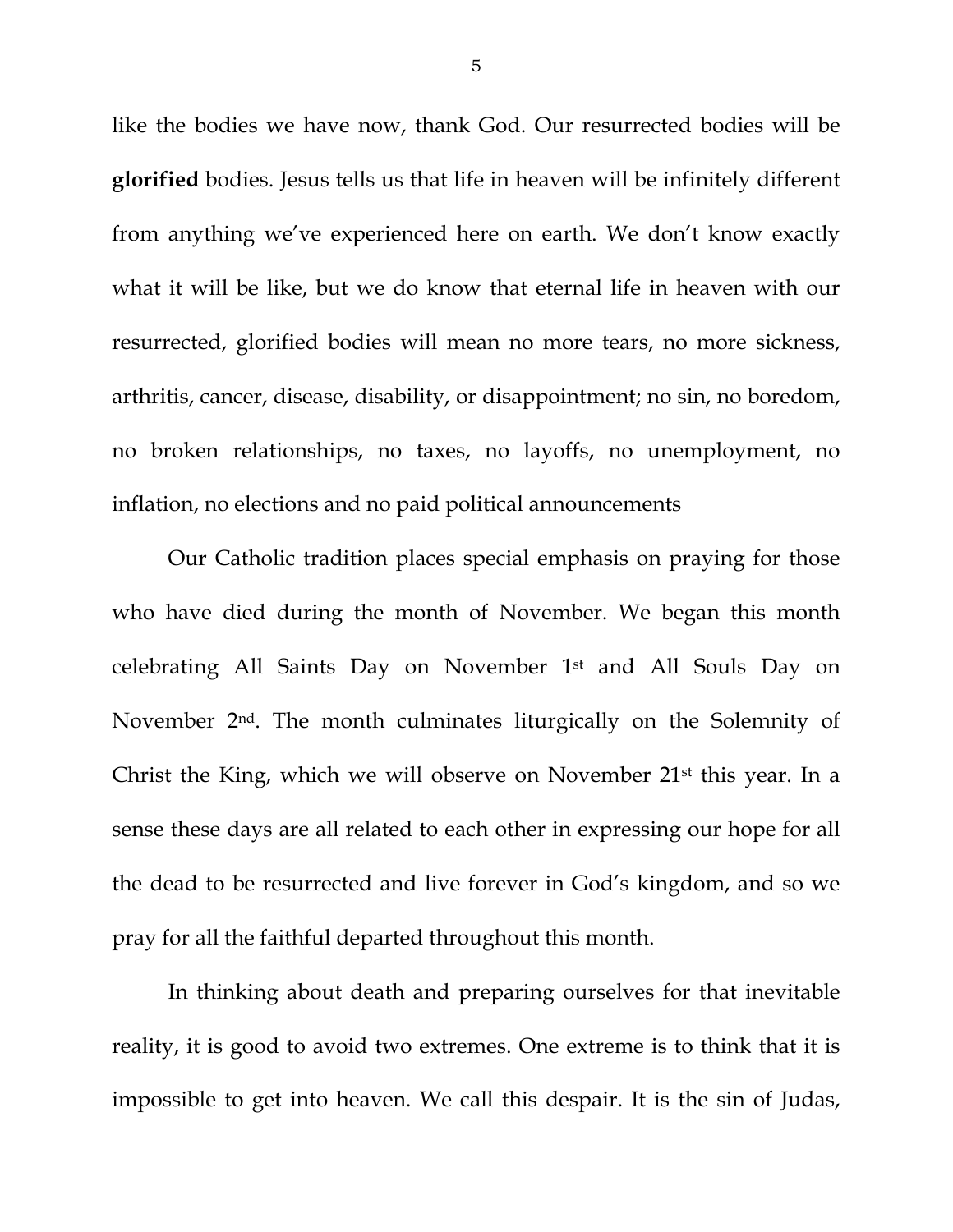like the bodies we have now, thank God. Our resurrected bodies will be **glorified** bodies. Jesus tells us that life in heaven will be infinitely different from anything we've experienced here on earth. We don't know exactly what it will be like, but we do know that eternal life in heaven with our resurrected, glorified bodies will mean no more tears, no more sickness, arthritis, cancer, disease, disability, or disappointment; no sin, no boredom, no broken relationships, no taxes, no layoffs, no unemployment, no inflation, no elections and no paid political announcements

Our Catholic tradition places special emphasis on praying for those who have died during the month of November. We began this month celebrating All Saints Day on November 1st and All Souls Day on November 2nd. The month culminates liturgically on the Solemnity of Christ the King, which we will observe on November 21st this year. In a sense these days are all related to each other in expressing our hope for all the dead to be resurrected and live forever in God's kingdom, and so we pray for all the faithful departed throughout this month.

In thinking about death and preparing ourselves for that inevitable reality, it is good to avoid two extremes. One extreme is to think that it is impossible to get into heaven. We call this despair. It is the sin of Judas,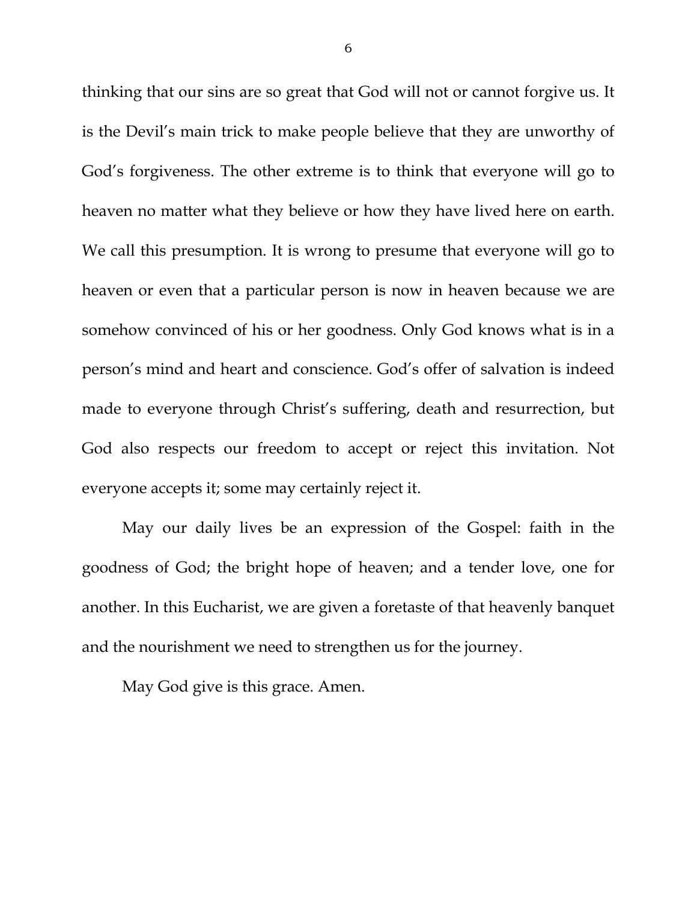thinking that our sins are so great that God will not or cannot forgive us. It is the Devil's main trick to make people believe that they are unworthy of God's forgiveness. The other extreme is to think that everyone will go to heaven no matter what they believe or how they have lived here on earth. We call this presumption. It is wrong to presume that everyone will go to heaven or even that a particular person is now in heaven because we are somehow convinced of his or her goodness. Only God knows what is in a person's mind and heart and conscience. God's offer of salvation is indeed made to everyone through Christ's suffering, death and resurrection, but God also respects our freedom to accept or reject this invitation. Not everyone accepts it; some may certainly reject it.

May our daily lives be an expression of the Gospel: faith in the goodness of God; the bright hope of heaven; and a tender love, one for another. In this Eucharist, we are given a foretaste of that heavenly banquet and the nourishment we need to strengthen us for the journey.

May God give is this grace. Amen.